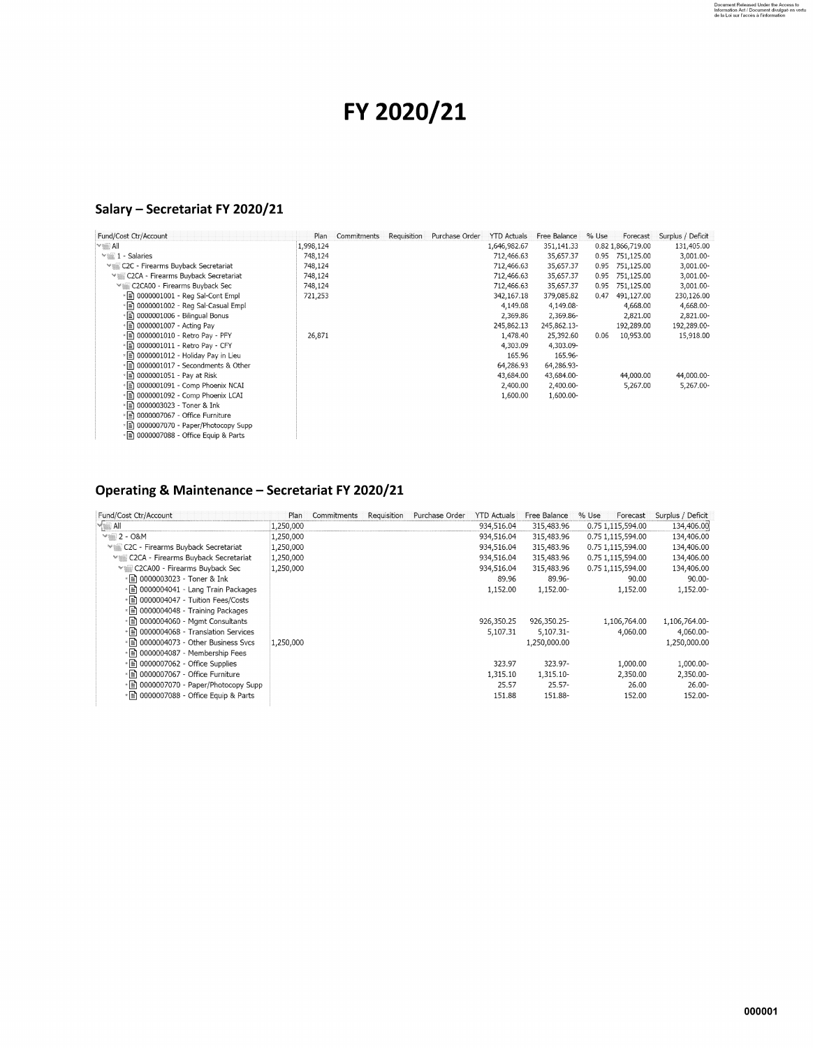# FY 2020/21

## Salary – Secretariat FY 2020/21

| Fund/Cost Ctr/Account | Plan | Commitments | Requisition | Purchase Order | YTD Actuals | Free Balance | % Use | Forecast | Surplus / Deficit |
|---|---|---|---|---|---|---|---|---|---|
| All | 1,998,124 | | | | 1,646,982.67 | 351,141.33 | 0.82 | 1,866,719.00 | 131,405.00 |
| 1 - Salaries | 748,124 | | | | 712,466.63 | 35,657.37 | 0.95 | 751,125.00 | 3,001.00- |
| C2C - Firearms Buyback Secretariat | 748,124 | | | | 712,466.63 | 35,657.37 | 0.95 | 751,125.00 | 3,001.00- |
| C2CA - Firearms Buyback Secretariat | 748,124 | | | | 712,466.63 | 35,657.37 | 0.95 | 751,125.00 | 3,001.00- |
| C2CA00 - Firearms Buyback Sec | 748,124 | | | | 712,466.63 | 35,657.37 | 0.95 | 751,125.00 | 3,001.00- |
| 0000001001 - Reg Sal-Cont Empl | 721,253 | | | | 342,167.18 | 379,085.82 | 0.47 | 491,127.00 | 230,126.00 |
| 0000001002 - Reg Sal-Casual Empl | | | | | 4,149.08 | 4,149.08- | | 4,668.00 | 4,668.00- |
| 0000001006 - Bilingual Bonus | | | | | 2,369.86 | 2,369.86- | | 2,821.00 | 2,821.00- |
| 0000001007 - Acting Pay | | | | | 245,862.13 | 245,862.13- | | 192,289.00 | 192,289.00- |
| 0000001010 - Retro Pay - PFY | 26,871 | | | | 1,478.40 | 25,392.60 | 0.06 | 10,953.00 | 15,918.00 |
| 0000001011 - Retro Pay - CFY | | | | | 4,303.09 | 4,303.09- | | | |
| 0000001012 - Holiday Pay in Lieu | | | | | 165.96 | 165.96- | | | |
| 0000001017 - Secondments & Other | | | | | 64,286.93 | 64,286.93- | | | |
| 0000001051 - Pay at Risk | | | | | 43,684.00 | 43,684.00- | | 44,000.00 | 44,000.00- |
| 0000001091 - Comp Phoenix NCAI | | | | | 2,400.00 | 2,400.00- | | 5,267.00 | 5,267.00- |
| 0000001092 - Comp Phoenix LCAI | | | | | 1,600.00 | 1,600.00- | | | |
| 0000003023 - Toner & Ink | | | | | | | | | |
| 0000007067 - Office Furniture | | | | | | | | | |
| 0000007070 - Paper/Photocopy Supp | | | | | | | | | |
| 0000007088 - Office Equip & Parts | | | | | | | | | |

## Operating & Maintenance – Secretariat FY 2020/21

| Fund/Cost Ctr/Account | Plan | Commitments | Requisition | Purchase Order | YTD Actuals | Free Balance | % Use | Forecast | Surplus / Deficit |
|---|---|---|---|---|---|---|---|---|---|
| All | 1,250,000 | | | | 934,516.04 | 315,483.96 | 0.75 | 1,115,594.00 | 134,406.00 |
| 2 - O&M | 1,250,000 | | | | 934,516.04 | 315,483.96 | 0.75 | 1,115,594.00 | 134,406.00 |
| C2C - Firearms Buyback Secretariat | 1,250,000 | | | | 934,516.04 | 315,483.96 | 0.75 | 1,115,594.00 | 134,406.00 |
| C2CA - Firearms Buyback Secretariat | 1,250,000 | | | | 934,516.04 | 315,483.96 | 0.75 | 1,115,594.00 | 134,406.00 |
| C2CA00 - Firearms Buyback Sec | 1,250,000 | | | | 934,516.04 | 315,483.96 | 0.75 | 1,115,594.00 | 134,406.00 |
| 0000003023 - Toner & Ink | | | | | 89.96 | 89.96- | | 90.00 | 90.00- |
| 0000004041 - Lang Train Packages | | | | | 1,152.00 | 1,152.00- | | 1,152.00 | 1,152.00- |
| 0000004047 - Tuition Fees/Costs | | | | | | | | | |
| 0000004048 - Training Packages | | | | | | | | | |
| 0000004060 - Mgmt Consultants | | | | | 926,350.25 | 926,350.25- | | 1,106,764.00 | 1,106,764.00- |
| 0000004068 - Translation Services | | | | | 5,107.31 | 5,107.31- | | 4,060.00 | 4,060.00- |
| 0000004073 - Other Business Svcs | 1,250,000 | | | | | 1,250,000.00 | | | 1,250,000.00 |
| 0000004087 - Membership Fees | | | | | | | | | |
| 0000007062 - Office Supplies | | | | | 323.97 | 323.97- | | 1,000.00 | 1,000.00- |
| 0000007067 - Office Furniture | | | | | 1,315.10 | 1,315.10- | | 2,350.00 | 2,350.00- |
| 0000007070 - Paper/Photocopy Supp | | | | | 25.57 | 25.57- | | 26.00 | 26.00- |
| 0000007088 - Office Equip & Parts | | | | | 151.88 | 151.88- | | 152.00 | 152.00- |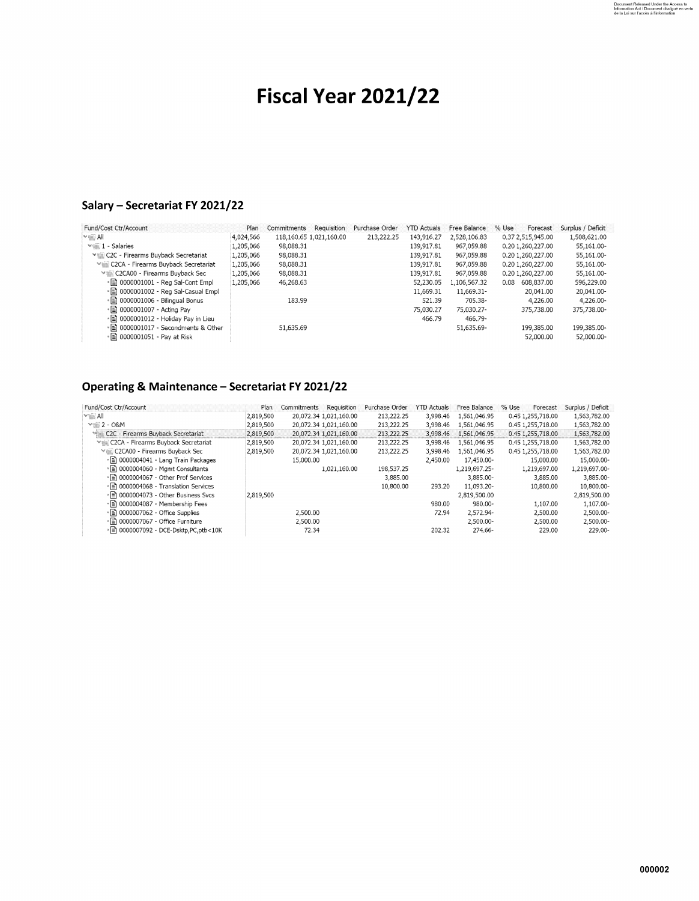# Fiscal Year 2021/22

## Salary – Secretariat FY 2021/22

| Fund/Cost Ctr/Account | Plan | Commitments | Requisition | Purchase Order | YTD Actuals | Free Balance | % Use | Forecast | Surplus / Deficit |
|---|---|---|---|---|---|---|---|---|---|
| All | 4,024,566 | 118,160.65 | 1,021,160.00 | 213,222.25 | 143,916.27 | 2,528,106.83 | 0.37 | 2,515,945.00 | 1,508,621.00 |
| 1 - Salaries | 1,205,066 | 98,088.31 | | | 139,917.81 | 967,059.88 | 0.20 | 1,260,227.00 | 55,161.00- |
| C2C - Firearms Buyback Secretariat | 1,205,066 | 98,088.31 | | | 139,917.81 | 967,059.88 | 0.20 | 1,260,227.00 | 55,161.00- |
| C2CA - Firearms Buyback Secretariat | 1,205,066 | 98,088.31 | | | 139,917.81 | 967,059.88 | 0.20 | 1,260,227.00 | 55,161.00- |
| C2CA00 - Firearms Buyback Sec | 1,205,066 | 98,088.31 | | | 139,917.81 | 967,059.88 | 0.20 | 1,260,227.00 | 55,161.00- |
| 0000001001 - Reg Sal-Cont Empl | 1,205,066 | 46,268.63 | | | 52,230.05 | 1,106,567.32 | 0.08 | 608,837.00 | 596,229.00 |
| 0000001002 - Reg Sal-Casual Empl | | | | | 11,669.31 | 11,669.31- | | 20,041.00 | 20,041.00- |
| 0000001006 - Bilingual Bonus | | 183.99 | | | 521.39 | 705.38- | | 4,226.00 | 4,226.00- |
| 0000001007 - Acting Pay | | | | | 75,030.27 | 75,030.27- | | 375,738.00 | 375,738.00- |
| 0000001012 - Holiday Pay in Lieu | | | | | 466.79 | 466.79- | | | |
| 0000001017 - Secondments & Other | | 51,635.69 | | | | 51,635.69- | | 199,385.00 | 199,385.00- |
| 0000001051 - Pay at Risk | | | | | | | | 52,000.00 | 52,000.00- |

## Operating & Maintenance – Secretariat FY 2021/22

| Fund/Cost Ctr/Account | Plan | Commitments | Requisition | Purchase Order | YTD Actuals | Free Balance | % Use | Forecast | Surplus / Deficit |
|---|---|---|---|---|---|---|---|---|---|
| All | 2,819,500 | 20,072.34 | 1,021,160.00 | 213,222.25 | 3,998.46 | 1,561,046.95 | 0.45 | 1,255,718.00 | 1,563,782.00 |
| 2 - O&M | 2,819,500 | 20,072.34 | 1,021,160.00 | 213,222.25 | 3,998.46 | 1,561,046.95 | 0.45 | 1,255,718.00 | 1,563,782.00 |
| C2C - Firearms Buyback Secretariat | 2,819,500 | 20,072.34 | 1,021,160.00 | 213,222.25 | 3,998.46 | 1,561,046.95 | 0.45 | 1,255,718.00 | 1,563,782.00 |
| C2CA - Firearms Buyback Secretariat | 2,819,500 | 20,072.34 | 1,021,160.00 | 213,222.25 | 3,998.46 | 1,561,046.95 | 0.45 | 1,255,718.00 | 1,563,782.00 |
| C2CA00 - Firearms Buyback Sec | 2,819,500 | 20,072.34 | 1,021,160.00 | 213,222.25 | 3,998.46 | 1,561,046.95 | 0.45 | 1,255,718.00 | 1,563,782.00 |
| 0000004041 - Lang Train Packages | | 15,000.00 | | | 2,450.00 | 17,450.00- | | 15,000.00 | 15,000.00- |
| 0000004060 - Mgmt Consultants | | | 1,021,160.00 | 198,537.25 | | 1,219,697.25- | | 1,219,697.00 | 1,219,697.00- |
| 0000004067 - Other Prof Services | | | | 3,885.00 | | 3,885.00- | | 3,885.00 | 3,885.00- |
| 0000004068 - Translation Services | | | | 10,800.00 | 293.20 | 11,093.20- | | 10,800.00 | 10,800.00- |
| 0000004073 - Other Business Svcs | 2,819,500 | | | | | 2,819,500.00 | | | 2,819,500.00 |
| 0000004087 - Membership Fees | | | | | 980.00 | 980.00- | | 1,107.00 | 1,107.00- |
| 0000007062 - Office Supplies | | 2,500.00 | | | 72.94 | 2,572.94- | | 2,500.00 | 2,500.00- |
| 0000007067 - Office Furniture | | 2,500.00 | | | | 2,500.00- | | 2,500.00 | 2,500.00- |
| 0000007092 - DCE-Dsktp,PC,ptb<10K | | 72.34 | | | 202.32 | 274.66- | | 229.00 | 229.00- |